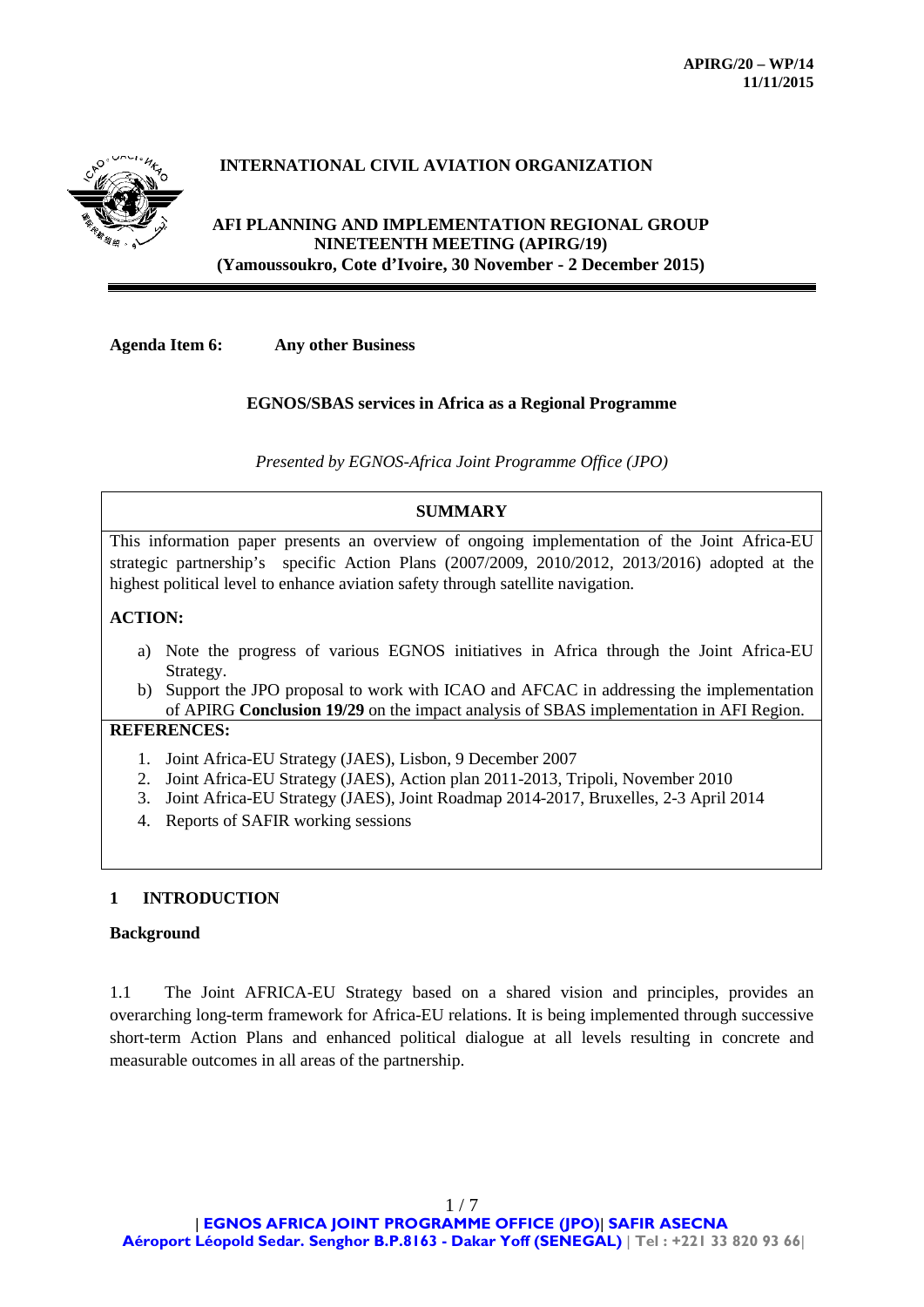**APIRG/20 – WP/14**
**11/11/2015**

**INTERNATIONAL CIVIL AVIATION ORGANIZATION**

**AFI PLANNING AND IMPLEMENTATION REGIONAL GROUP**
**NINETEENTH MEETING (APIRG/19)**
**(Yamoussoukro, Cote d'Ivoire, 30 November - 2 December 2015)**

**Agenda Item 6: Any other Business**

**EGNOS/SBAS services in Africa as a Regional Programme**

*Presented by EGNOS-Africa Joint Programme Office (JPO)*

| **SUMMARY** |
|---|
| This information paper presents an overview of ongoing implementation of the Joint Africa-EU strategic partnership's specific Action Plans (2007/2009, 2010/2012, 2013/2016) adopted at the highest political level to enhance aviation safety through satellite navigation.<br><br>**ACTION:**<br><br>a) Note the progress of various EGNOS initiatives in Africa through the Joint Africa-EU Strategy.<br>b) Support the JPO proposal to work with ICAO and AFCAC in addressing the implementation of APIRG **Conclusion 19/29** on the impact analysis of SBAS implementation in AFI Region. |
| **REFERENCES:**<br><br>1. Joint Africa-EU Strategy (JAES), Lisbon, 9 December 2007<br>2. Joint Africa-EU Strategy (JAES), Action plan 2011-2013, Tripoli, November 2010<br>3. Joint Africa-EU Strategy (JAES), Joint Roadmap 2014-2017, Bruxelles, 2-3 April 2014<br>4. Reports of SAFIR working sessions |

## 1 INTRODUCTION

### Background

1.1 The Joint AFRICA-EU Strategy based on a shared vision and principles, provides an overarching long-term framework for Africa-EU relations. It is being implemented through successive short-term Action Plans and enhanced political dialogue at all levels resulting in concrete and measurable outcomes in all areas of the partnership.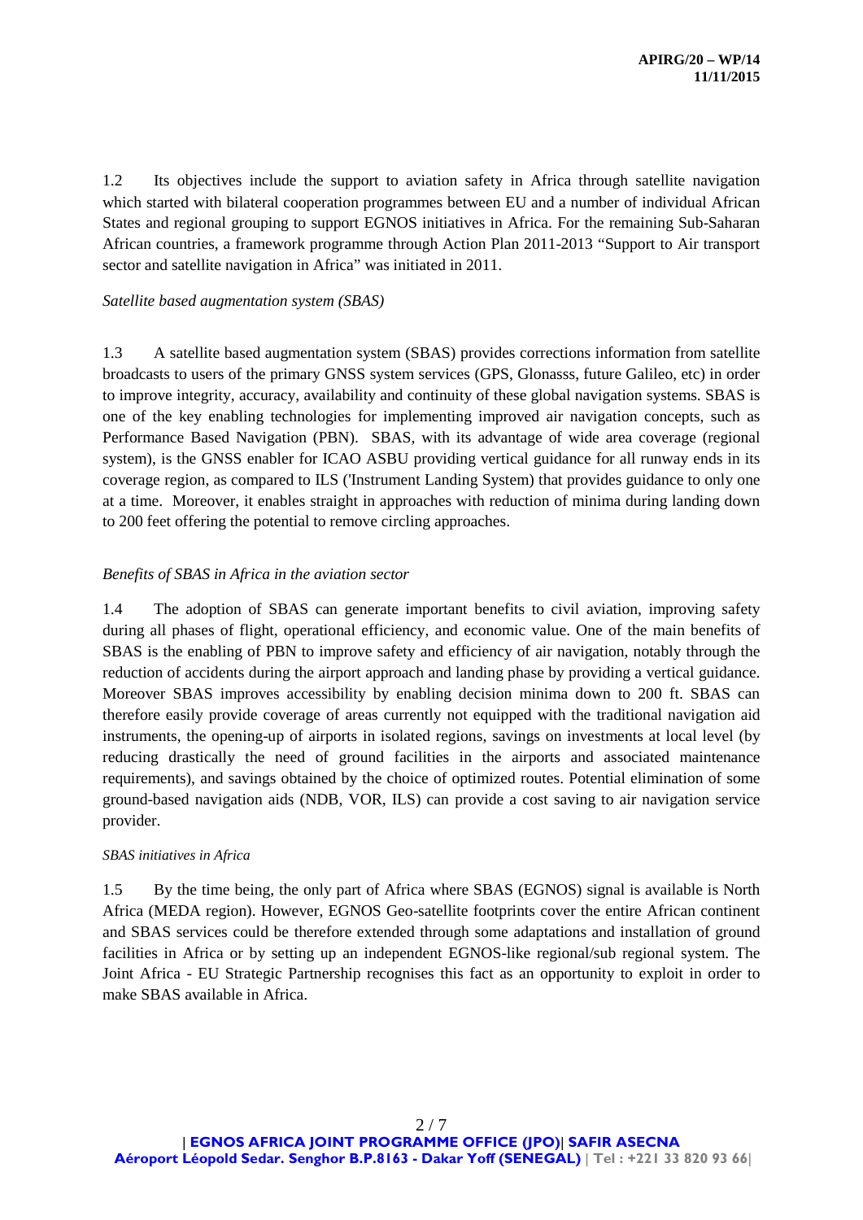1.2 Its objectives include the support to aviation safety in Africa through satellite navigation which started with bilateral cooperation programmes between EU and a number of individual African States and regional grouping to support EGNOS initiatives in Africa. For the remaining Sub-Saharan African countries, a framework programme through Action Plan 2011-2013 "Support to Air transport sector and satellite navigation in Africa" was initiated in 2011.

*Satellite based augmentation system (SBAS)*

1.3 A satellite based augmentation system (SBAS) provides corrections information from satellite broadcasts to users of the primary GNSS system services (GPS, Glonasss, future Galileo, etc) in order to improve integrity, accuracy, availability and continuity of these global navigation systems. SBAS is one of the key enabling technologies for implementing improved air navigation concepts, such as Performance Based Navigation (PBN). SBAS, with its advantage of wide area coverage (regional system), is the GNSS enabler for ICAO ASBU providing vertical guidance for all runway ends in its coverage region, as compared to ILS ('Instrument Landing System) that provides guidance to only one at a time. Moreover, it enables straight in approaches with reduction of minima during landing down to 200 feet offering the potential to remove circling approaches.

*Benefits of SBAS in Africa in the aviation sector*

1.4 The adoption of SBAS can generate important benefits to civil aviation, improving safety during all phases of flight, operational efficiency, and economic value. One of the main benefits of SBAS is the enabling of PBN to improve safety and efficiency of air navigation, notably through the reduction of accidents during the airport approach and landing phase by providing a vertical guidance. Moreover SBAS improves accessibility by enabling decision minima down to 200 ft. SBAS can therefore easily provide coverage of areas currently not equipped with the traditional navigation aid instruments, the opening-up of airports in isolated regions, savings on investments at local level (by reducing drastically the need of ground facilities in the airports and associated maintenance requirements), and savings obtained by the choice of optimized routes. Potential elimination of some ground-based navigation aids (NDB, VOR, ILS) can provide a cost saving to air navigation service provider.

*SBAS initiatives in Africa*

1.5 By the time being, the only part of Africa where SBAS (EGNOS) signal is available is North Africa (MEDA region). However, EGNOS Geo-satellite footprints cover the entire African continent and SBAS services could be therefore extended through some adaptations and installation of ground facilities in Africa or by setting up an independent EGNOS-like regional/sub regional system. The Joint Africa - EU Strategic Partnership recognises this fact as an opportunity to exploit in order to make SBAS available in Africa.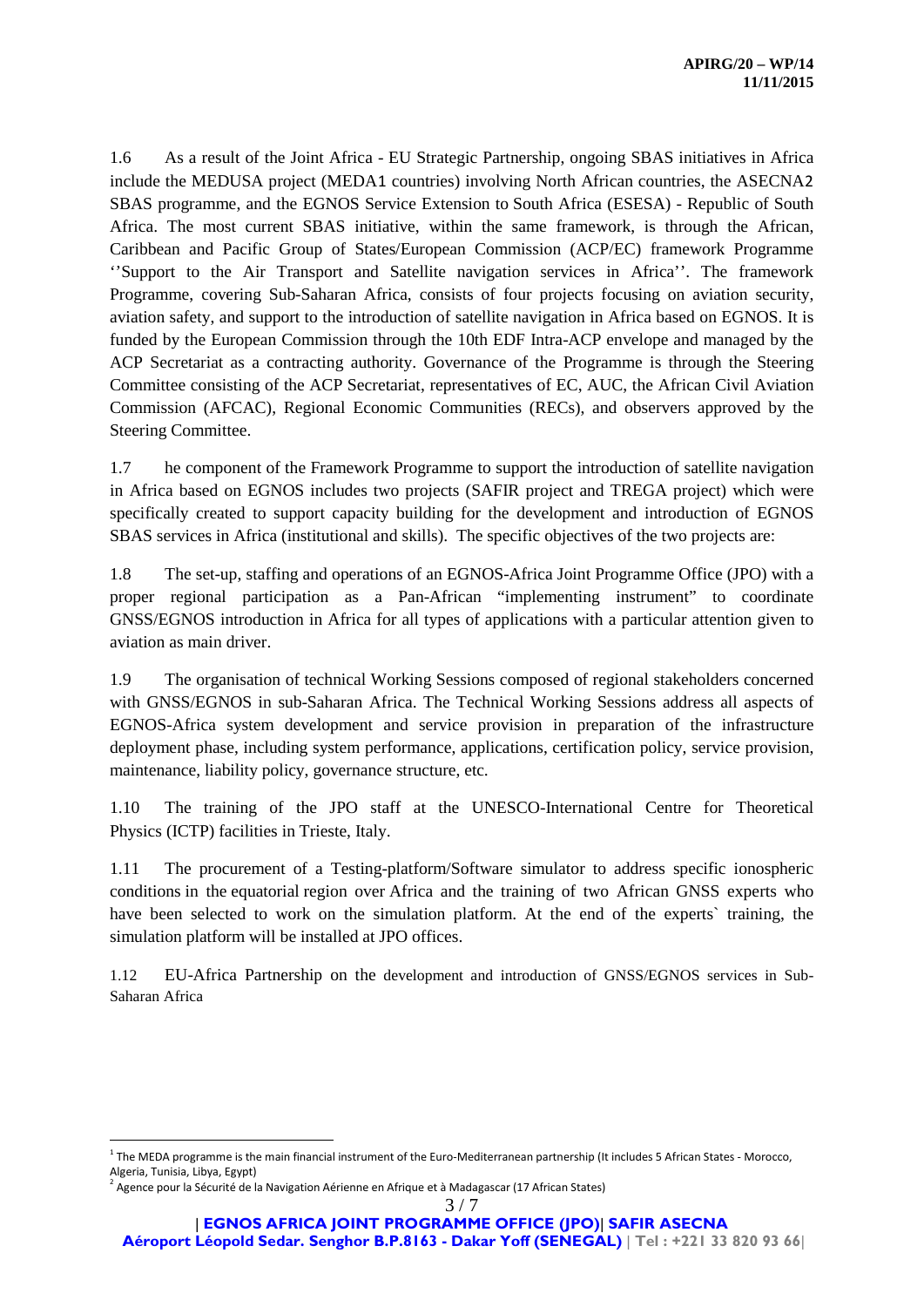1.6 As a result of the Joint Africa - EU Strategic Partnership, ongoing SBAS initiatives in Africa include the MEDUSA project (MEDA[1] countries) involving North African countries, the ASECNA[2] SBAS programme, and the EGNOS Service Extension to South Africa (ESESA) - Republic of South Africa. The most current SBAS initiative, within the same framework, is through the African, Caribbean and Pacific Group of States/European Commission (ACP/EC) framework Programme ''Support to the Air Transport and Satellite navigation services in Africa''. The framework Programme, covering Sub-Saharan Africa, consists of four projects focusing on aviation security, aviation safety, and support to the introduction of satellite navigation in Africa based on EGNOS. It is funded by the European Commission through the 10th EDF Intra-ACP envelope and managed by the ACP Secretariat as a contracting authority. Governance of the Programme is through the Steering Committee consisting of the ACP Secretariat, representatives of EC, AUC, the African Civil Aviation Commission (AFCAC), Regional Economic Communities (RECs), and observers approved by the Steering Committee.

1.7 he component of the Framework Programme to support the introduction of satellite navigation in Africa based on EGNOS includes two projects (SAFIR project and TREGA project) which were specifically created to support capacity building for the development and introduction of EGNOS SBAS services in Africa (institutional and skills). The specific objectives of the two projects are:

1.8 The set-up, staffing and operations of an EGNOS-Africa Joint Programme Office (JPO) with a proper regional participation as a Pan-African "implementing instrument" to coordinate GNSS/EGNOS introduction in Africa for all types of applications with a particular attention given to aviation as main driver.

1.9 The organisation of technical Working Sessions composed of regional stakeholders concerned with GNSS/EGNOS in sub-Saharan Africa. The Technical Working Sessions address all aspects of EGNOS-Africa system development and service provision in preparation of the infrastructure deployment phase, including system performance, applications, certification policy, service provision, maintenance, liability policy, governance structure, etc.

1.10 The training of the JPO staff at the UNESCO-International Centre for Theoretical Physics (ICTP) facilities in Trieste, Italy.

1.11 The procurement of a Testing-platform/Software simulator to address specific ionospheric conditions in the equatorial region over Africa and the training of two African GNSS experts who have been selected to work on the simulation platform. At the end of the experts` training, the simulation platform will be installed at JPO offices.

1.12 EU-Africa Partnership on the development and introduction of GNSS/EGNOS services in Sub-Saharan Africa

---

[1] The MEDA programme is the main financial instrument of the Euro-Mediterranean partnership (It includes 5 African States - Morocco, Algeria, Tunisia, Libya, Egypt)

[2] Agence pour la Sécurité de la Navigation Aérienne en Afrique et à Madagascar (17 African States)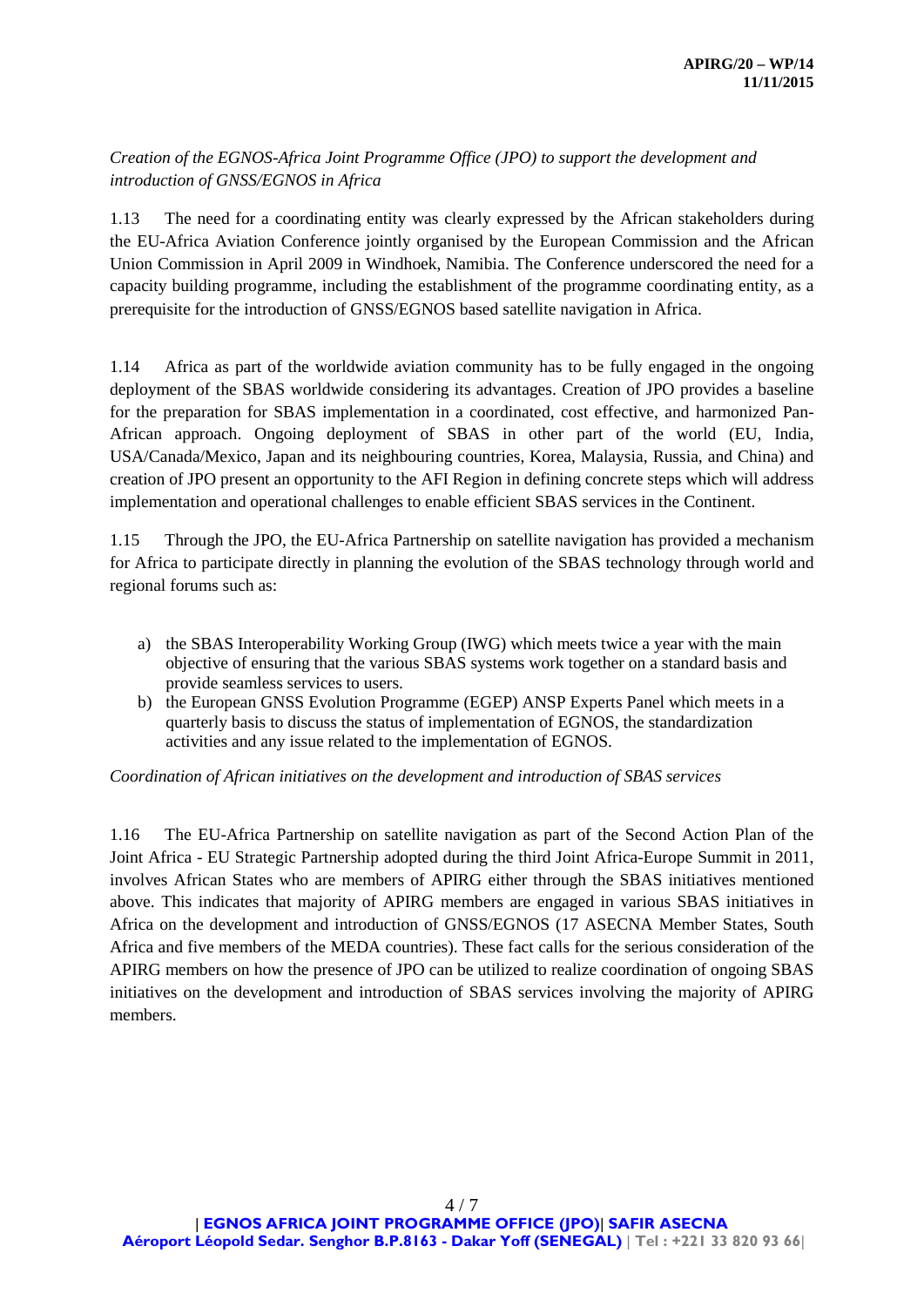*Creation of the EGNOS-Africa Joint Programme Office (JPO) to support the development and introduction of GNSS/EGNOS in Africa*

1.13 The need for a coordinating entity was clearly expressed by the African stakeholders during the EU-Africa Aviation Conference jointly organised by the European Commission and the African Union Commission in April 2009 in Windhoek, Namibia. The Conference underscored the need for a capacity building programme, including the establishment of the programme coordinating entity, as a prerequisite for the introduction of GNSS/EGNOS based satellite navigation in Africa.

1.14 Africa as part of the worldwide aviation community has to be fully engaged in the ongoing deployment of the SBAS worldwide considering its advantages. Creation of JPO provides a baseline for the preparation for SBAS implementation in a coordinated, cost effective, and harmonized Pan-African approach. Ongoing deployment of SBAS in other part of the world (EU, India, USA/Canada/Mexico, Japan and its neighbouring countries, Korea, Malaysia, Russia, and China) and creation of JPO present an opportunity to the AFI Region in defining concrete steps which will address implementation and operational challenges to enable efficient SBAS services in the Continent.

1.15 Through the JPO, the EU-Africa Partnership on satellite navigation has provided a mechanism for Africa to participate directly in planning the evolution of the SBAS technology through world and regional forums such as:

a) the SBAS Interoperability Working Group (IWG) which meets twice a year with the main objective of ensuring that the various SBAS systems work together on a standard basis and provide seamless services to users.
b) the European GNSS Evolution Programme (EGEP) ANSP Experts Panel which meets in a quarterly basis to discuss the status of implementation of EGNOS, the standardization activities and any issue related to the implementation of EGNOS.

*Coordination of African initiatives on the development and introduction of SBAS services*

1.16 The EU-Africa Partnership on satellite navigation as part of the Second Action Plan of the Joint Africa - EU Strategic Partnership adopted during the third Joint Africa-Europe Summit in 2011, involves African States who are members of APIRG either through the SBAS initiatives mentioned above. This indicates that majority of APIRG members are engaged in various SBAS initiatives in Africa on the development and introduction of GNSS/EGNOS (17 ASECNA Member States, South Africa and five members of the MEDA countries). These fact calls for the serious consideration of the APIRG members on how the presence of JPO can be utilized to realize coordination of ongoing SBAS initiatives on the development and introduction of SBAS services involving the majority of APIRG members.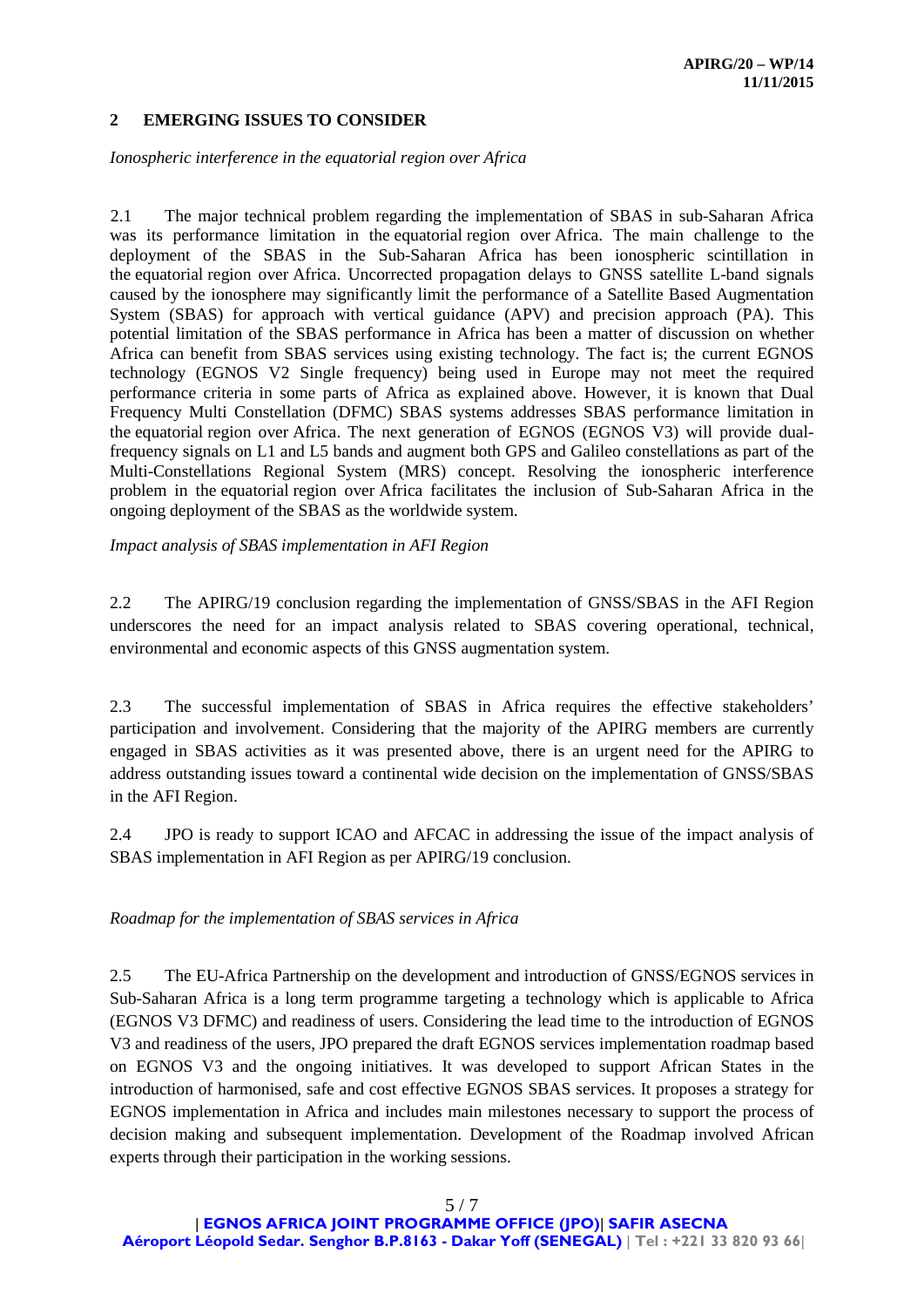## 2 EMERGING ISSUES TO CONSIDER

*Ionospheric interference in the equatorial region over Africa*

2.1 The major technical problem regarding the implementation of SBAS in sub-Saharan Africa was its performance limitation in the equatorial region over Africa. The main challenge to the deployment of the SBAS in the Sub-Saharan Africa has been ionospheric scintillation in the equatorial region over Africa. Uncorrected propagation delays to GNSS satellite L-band signals caused by the ionosphere may significantly limit the performance of a Satellite Based Augmentation System (SBAS) for approach with vertical guidance (APV) and precision approach (PA). This potential limitation of the SBAS performance in Africa has been a matter of discussion on whether Africa can benefit from SBAS services using existing technology. The fact is; the current EGNOS technology (EGNOS V2 Single frequency) being used in Europe may not meet the required performance criteria in some parts of Africa as explained above. However, it is known that Dual Frequency Multi Constellation (DFMC) SBAS systems addresses SBAS performance limitation in the equatorial region over Africa. The next generation of EGNOS (EGNOS V3) will provide dual-frequency signals on L1 and L5 bands and augment both GPS and Galileo constellations as part of the Multi-Constellations Regional System (MRS) concept. Resolving the ionospheric interference problem in the equatorial region over Africa facilitates the inclusion of Sub-Saharan Africa in the ongoing deployment of the SBAS as the worldwide system.

*Impact analysis of SBAS implementation in AFI Region*

2.2 The APIRG/19 conclusion regarding the implementation of GNSS/SBAS in the AFI Region underscores the need for an impact analysis related to SBAS covering operational, technical, environmental and economic aspects of this GNSS augmentation system.

2.3 The successful implementation of SBAS in Africa requires the effective stakeholders' participation and involvement. Considering that the majority of the APIRG members are currently engaged in SBAS activities as it was presented above, there is an urgent need for the APIRG to address outstanding issues toward a continental wide decision on the implementation of GNSS/SBAS in the AFI Region.

2.4 JPO is ready to support ICAO and AFCAC in addressing the issue of the impact analysis of SBAS implementation in AFI Region as per APIRG/19 conclusion.

*Roadmap for the implementation of SBAS services in Africa*

2.5 The EU-Africa Partnership on the development and introduction of GNSS/EGNOS services in Sub-Saharan Africa is a long term programme targeting a technology which is applicable to Africa (EGNOS V3 DFMC) and readiness of users. Considering the lead time to the introduction of EGNOS V3 and readiness of the users, JPO prepared the draft EGNOS services implementation roadmap based on EGNOS V3 and the ongoing initiatives. It was developed to support African States in the introduction of harmonised, safe and cost effective EGNOS SBAS services. It proposes a strategy for EGNOS implementation in Africa and includes main milestones necessary to support the process of decision making and subsequent implementation. Development of the Roadmap involved African experts through their participation in the working sessions.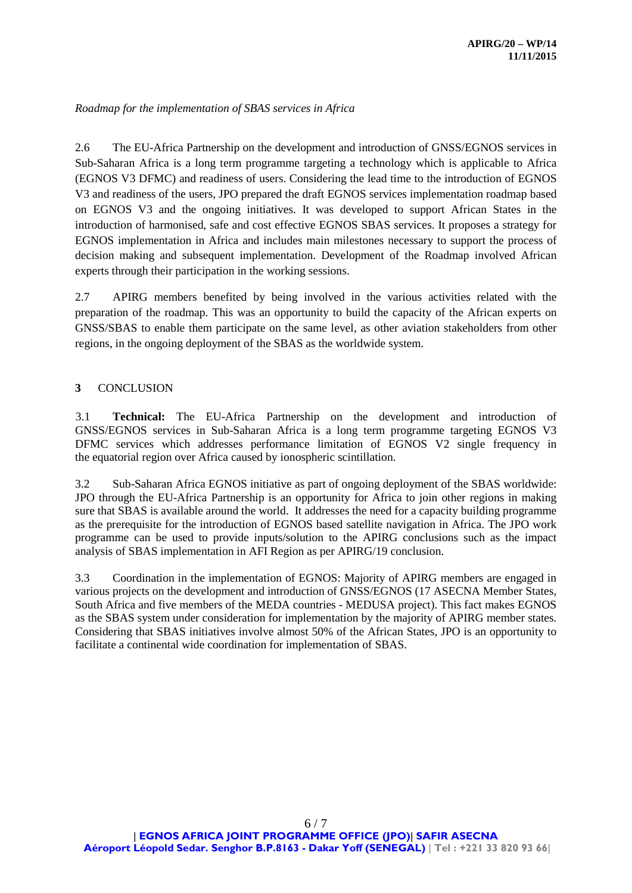*Roadmap for the implementation of SBAS services in Africa*

2.6 The EU-Africa Partnership on the development and introduction of GNSS/EGNOS services in Sub-Saharan Africa is a long term programme targeting a technology which is applicable to Africa (EGNOS V3 DFMC) and readiness of users. Considering the lead time to the introduction of EGNOS V3 and readiness of the users, JPO prepared the draft EGNOS services implementation roadmap based on EGNOS V3 and the ongoing initiatives. It was developed to support African States in the introduction of harmonised, safe and cost effective EGNOS SBAS services. It proposes a strategy for EGNOS implementation in Africa and includes main milestones necessary to support the process of decision making and subsequent implementation. Development of the Roadmap involved African experts through their participation in the working sessions.

2.7 APIRG members benefited by being involved in the various activities related with the preparation of the roadmap. This was an opportunity to build the capacity of the African experts on GNSS/SBAS to enable them participate on the same level, as other aviation stakeholders from other regions, in the ongoing deployment of the SBAS as the worldwide system.

## 3 CONCLUSION

3.1 **Technical:** The EU-Africa Partnership on the development and introduction of GNSS/EGNOS services in Sub-Saharan Africa is a long term programme targeting EGNOS V3 DFMC services which addresses performance limitation of EGNOS V2 single frequency in the equatorial region over Africa caused by ionospheric scintillation.

3.2 Sub-Saharan Africa EGNOS initiative as part of ongoing deployment of the SBAS worldwide: JPO through the EU-Africa Partnership is an opportunity for Africa to join other regions in making sure that SBAS is available around the world. It addresses the need for a capacity building programme as the prerequisite for the introduction of EGNOS based satellite navigation in Africa. The JPO work programme can be used to provide inputs/solution to the APIRG conclusions such as the impact analysis of SBAS implementation in AFI Region as per APIRG/19 conclusion.

3.3 Coordination in the implementation of EGNOS: Majority of APIRG members are engaged in various projects on the development and introduction of GNSS/EGNOS (17 ASECNA Member States, South Africa and five members of the MEDA countries - MEDUSA project). This fact makes EGNOS as the SBAS system under consideration for implementation by the majority of APIRG member states. Considering that SBAS initiatives involve almost 50% of the African States, JPO is an opportunity to facilitate a continental wide coordination for implementation of SBAS.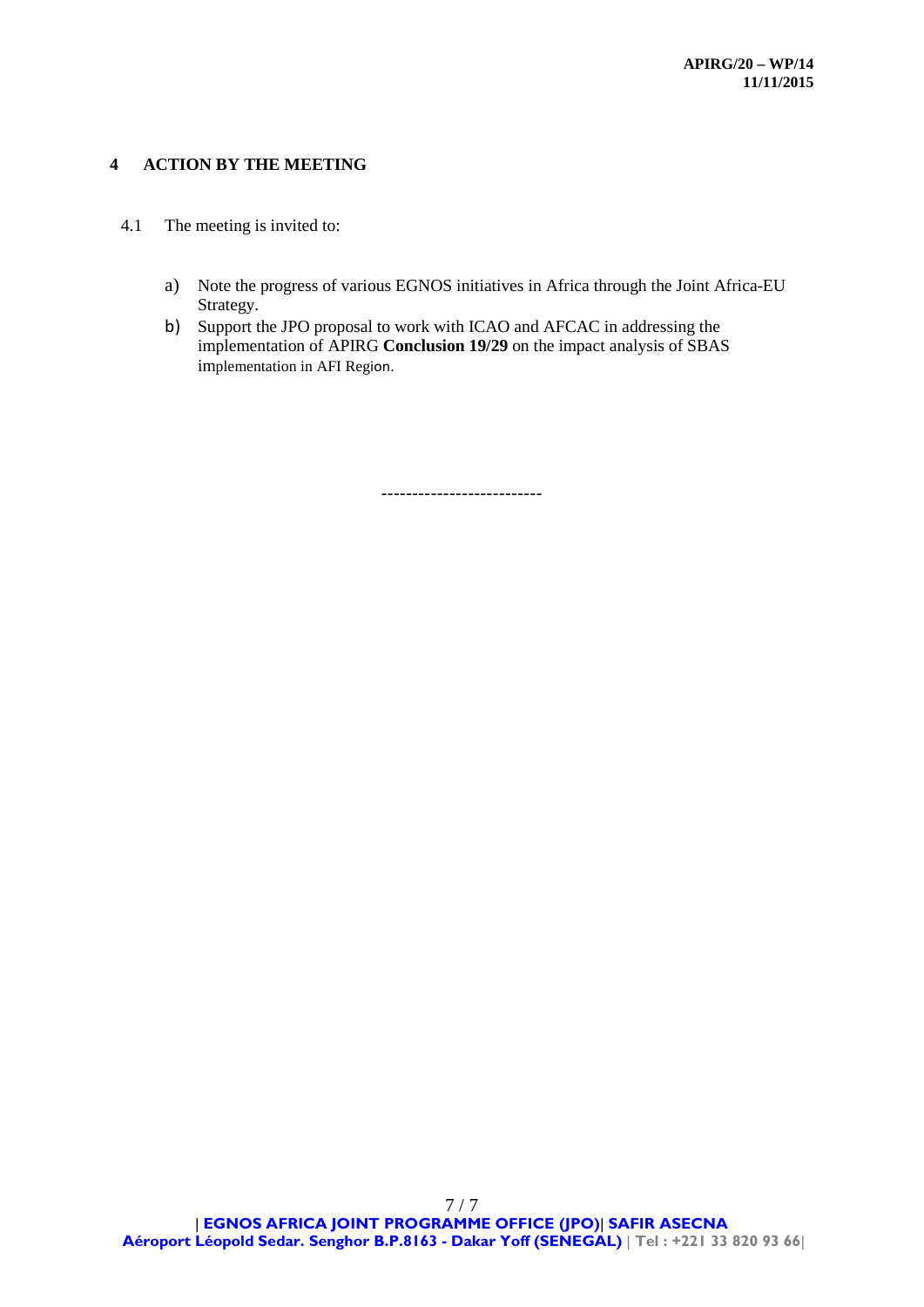## 4 ACTION BY THE MEETING

4.1 The meeting is invited to:

a) Note the progress of various EGNOS initiatives in Africa through the Joint Africa-EU Strategy.
b) Support the JPO proposal to work with ICAO and AFCAC in addressing the implementation of APIRG **Conclusion 19/29** on the impact analysis of SBAS implementation in AFI Region.

-------------------------